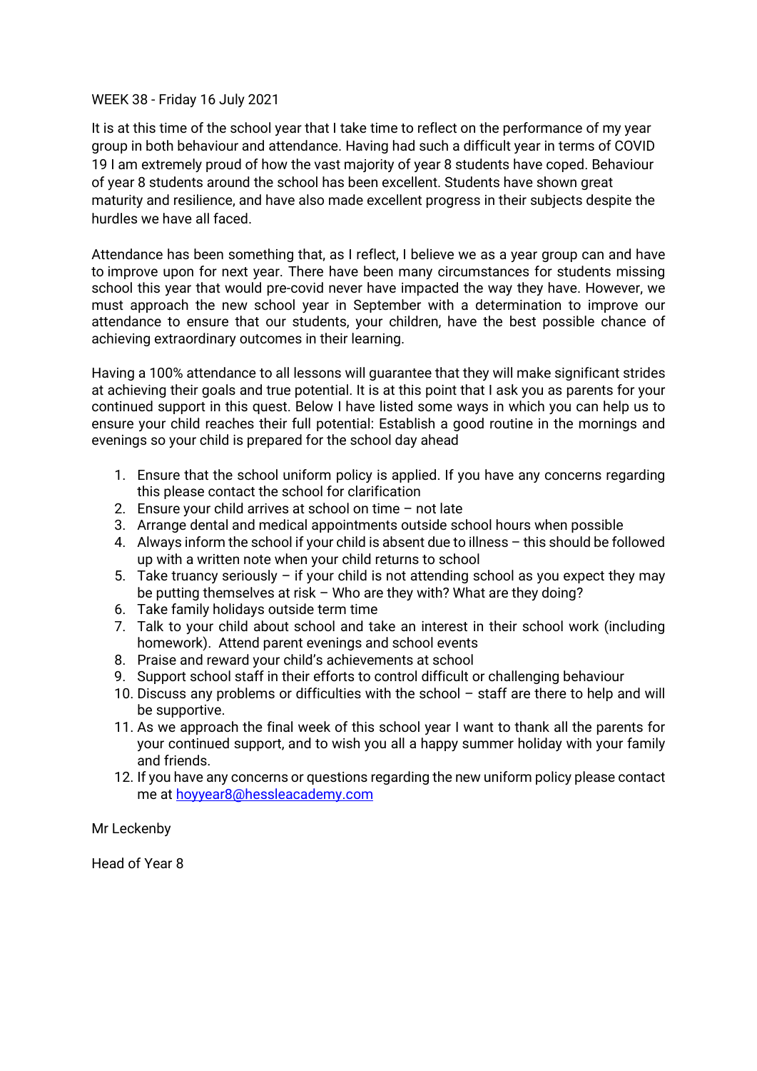WEEK 38 - Friday 16 July 2021

It is at this time of the school year that I take time to reflect on the performance of my year group in both behaviour and attendance. Having had such a difficult year in terms of COVID 19 I am extremely proud of how the vast majority of year 8 students have coped. Behaviour of year 8 students around the school has been excellent. Students have shown great maturity and resilience, and have also made excellent progress in their subjects despite the hurdles we have all faced.

Attendance has been something that, as I reflect, I believe we as a year group can and have to improve upon for next year. There have been many circumstances for students missing school this year that would pre-covid never have impacted the way they have. However, we must approach the new school year in September with a determination to improve our attendance to ensure that our students, your children, have the best possible chance of achieving extraordinary outcomes in their learning.

Having a 100% attendance to all lessons will guarantee that they will make significant strides at achieving their goals and true potential. It is at this point that I ask you as parents for your continued support in this quest. Below I have listed some ways in which you can help us to ensure your child reaches their full potential: Establish a good routine in the mornings and evenings so your child is prepared for the school day ahead

1. Ensure that the school uniform policy is applied. If you have any concerns regarding this please contact the school for clarification
2. Ensure your child arrives at school on time – not late
3. Arrange dental and medical appointments outside school hours when possible
4. Always inform the school if your child is absent due to illness – this should be followed up with a written note when your child returns to school
5. Take truancy seriously – if your child is not attending school as you expect they may be putting themselves at risk – Who are they with? What are they doing?
6. Take family holidays outside term time
7. Talk to your child about school and take an interest in their school work (including homework). Attend parent evenings and school events
8. Praise and reward your child's achievements at school
9. Support school staff in their efforts to control difficult or challenging behaviour
10. Discuss any problems or difficulties with the school – staff are there to help and will be supportive.
11. As we approach the final week of this school year I want to thank all the parents for your continued support, and to wish you all a happy summer holiday with your family and friends.
12. If you have any concerns or questions regarding the new uniform policy please contact me at hoyyear8@hessleacademy.com

Mr Leckenby

Head of Year 8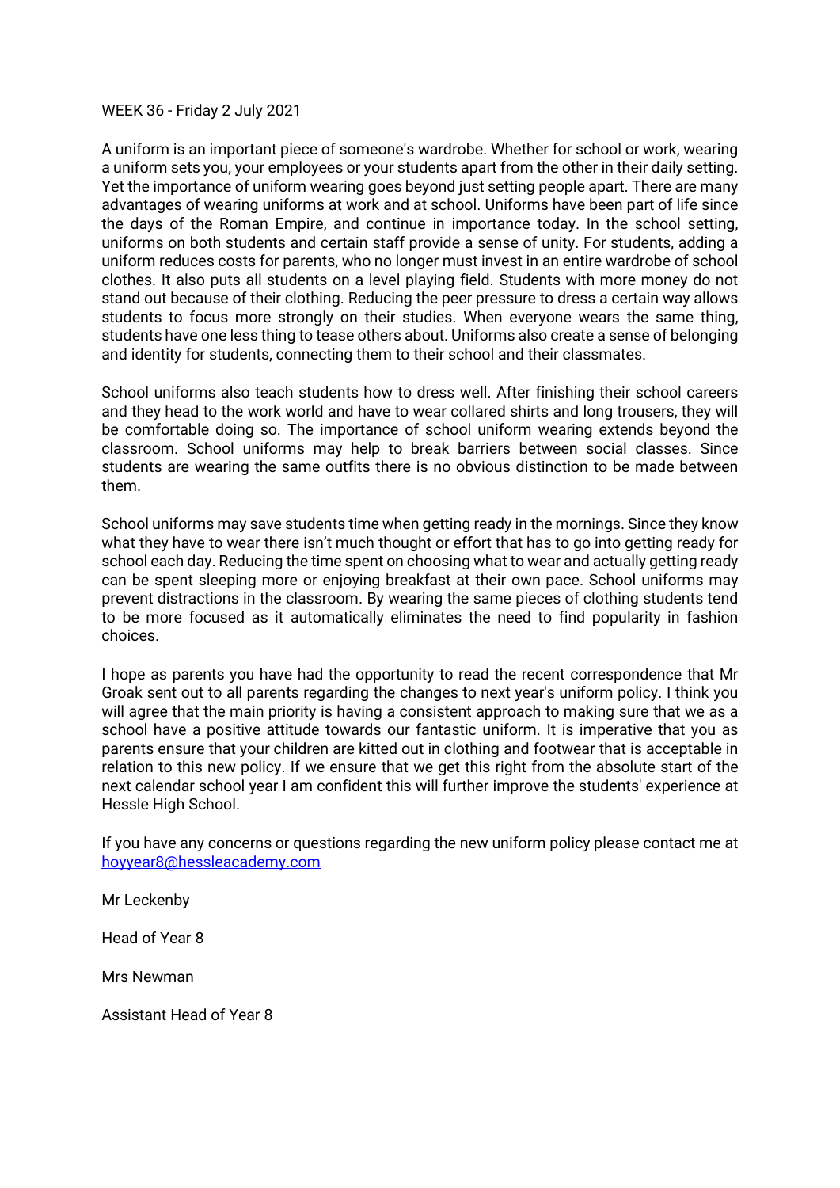WEEK 36 - Friday 2 July 2021

A uniform is an important piece of someone's wardrobe. Whether for school or work, wearing a uniform sets you, your employees or your students apart from the other in their daily setting. Yet the importance of uniform wearing goes beyond just setting people apart. There are many advantages of wearing uniforms at work and at school. Uniforms have been part of life since the days of the Roman Empire, and continue in importance today. In the school setting, uniforms on both students and certain staff provide a sense of unity. For students, adding a uniform reduces costs for parents, who no longer must invest in an entire wardrobe of school clothes. It also puts all students on a level playing field. Students with more money do not stand out because of their clothing. Reducing the peer pressure to dress a certain way allows students to focus more strongly on their studies. When everyone wears the same thing, students have one less thing to tease others about. Uniforms also create a sense of belonging and identity for students, connecting them to their school and their classmates.

School uniforms also teach students how to dress well. After finishing their school careers and they head to the work world and have to wear collared shirts and long trousers, they will be comfortable doing so. The importance of school uniform wearing extends beyond the classroom. School uniforms may help to break barriers between social classes. Since students are wearing the same outfits there is no obvious distinction to be made between them.

School uniforms may save students time when getting ready in the mornings. Since they know what they have to wear there isn't much thought or effort that has to go into getting ready for school each day. Reducing the time spent on choosing what to wear and actually getting ready can be spent sleeping more or enjoying breakfast at their own pace. School uniforms may prevent distractions in the classroom. By wearing the same pieces of clothing students tend to be more focused as it automatically eliminates the need to find popularity in fashion choices.

I hope as parents you have had the opportunity to read the recent correspondence that Mr Groak sent out to all parents regarding the changes to next year's uniform policy. I think you will agree that the main priority is having a consistent approach to making sure that we as a school have a positive attitude towards our fantastic uniform. It is imperative that you as parents ensure that your children are kitted out in clothing and footwear that is acceptable in relation to this new policy. If we ensure that we get this right from the absolute start of the next calendar school year I am confident this will further improve the students' experience at Hessle High School.

If you have any concerns or questions regarding the new uniform policy please contact me at [hoyyear8@hessleacademy.com](mailto:hoyyear8@hessleacademy.com)

Mr Leckenby

Head of Year 8

Mrs Newman

Assistant Head of Year 8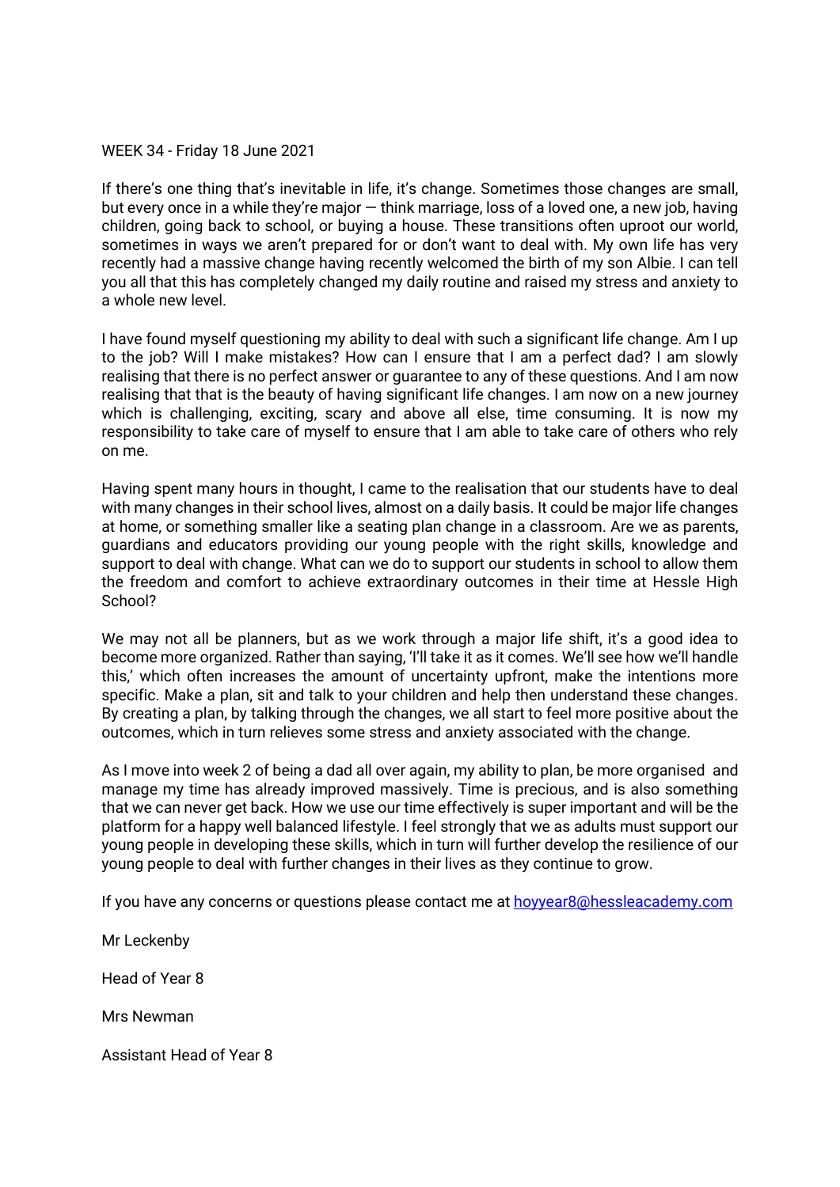WEEK 34 - Friday 18 June 2021

If there's one thing that's inevitable in life, it's change. Sometimes those changes are small, but every once in a while they're major — think marriage, loss of a loved one, a new job, having children, going back to school, or buying a house. These transitions often uproot our world, sometimes in ways we aren't prepared for or don't want to deal with. My own life has very recently had a massive change having recently welcomed the birth of my son Albie. I can tell you all that this has completely changed my daily routine and raised my stress and anxiety to a whole new level.

I have found myself questioning my ability to deal with such a significant life change. Am I up to the job? Will I make mistakes? How can I ensure that I am a perfect dad? I am slowly realising that there is no perfect answer or guarantee to any of these questions. And I am now realising that that is the beauty of having significant life changes. I am now on a new journey which is challenging, exciting, scary and above all else, time consuming. It is now my responsibility to take care of myself to ensure that I am able to take care of others who rely on me.

Having spent many hours in thought, I came to the realisation that our students have to deal with many changes in their school lives, almost on a daily basis. It could be major life changes at home, or something smaller like a seating plan change in a classroom. Are we as parents, guardians and educators providing our young people with the right skills, knowledge and support to deal with change. What can we do to support our students in school to allow them the freedom and comfort to achieve extraordinary outcomes in their time at Hessle High School?

We may not all be planners, but as we work through a major life shift, it's a good idea to become more organized. Rather than saying, 'I'll take it as it comes. We'll see how we'll handle this,' which often increases the amount of uncertainty upfront, make the intentions more specific. Make a plan, sit and talk to your children and help then understand these changes. By creating a plan, by talking through the changes, we all start to feel more positive about the outcomes, which in turn relieves some stress and anxiety associated with the change.

As I move into week 2 of being a dad all over again, my ability to plan, be more organised and manage my time has already improved massively. Time is precious, and is also something that we can never get back. How we use our time effectively is super important and will be the platform for a happy well balanced lifestyle. I feel strongly that we as adults must support our young people in developing these skills, which in turn will further develop the resilience of our young people to deal with further changes in their lives as they continue to grow.

If you have any concerns or questions please contact me at [hoyyear8@hessleacademy.com](mailto:hoyyear8@hessleacademy.com)

Mr Leckenby

Head of Year 8

Mrs Newman

Assistant Head of Year 8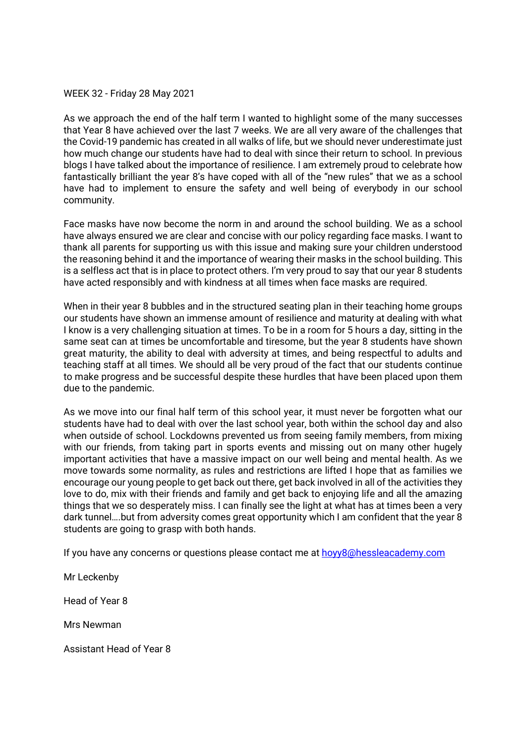WEEK 32 - Friday 28 May 2021

As we approach the end of the half term I wanted to highlight some of the many successes that Year 8 have achieved over the last 7 weeks. We are all very aware of the challenges that the Covid-19 pandemic has created in all walks of life, but we should never underestimate just how much change our students have had to deal with since their return to school. In previous blogs I have talked about the importance of resilience. I am extremely proud to celebrate how fantastically brilliant the year 8's have coped with all of the "new rules" that we as a school have had to implement to ensure the safety and well being of everybody in our school community.

Face masks have now become the norm in and around the school building. We as a school have always ensured we are clear and concise with our policy regarding face masks. I want to thank all parents for supporting us with this issue and making sure your children understood the reasoning behind it and the importance of wearing their masks in the school building. This is a selfless act that is in place to protect others. I'm very proud to say that our year 8 students have acted responsibly and with kindness at all times when face masks are required.

When in their year 8 bubbles and in the structured seating plan in their teaching home groups our students have shown an immense amount of resilience and maturity at dealing with what I know is a very challenging situation at times. To be in a room for 5 hours a day, sitting in the same seat can at times be uncomfortable and tiresome, but the year 8 students have shown great maturity, the ability to deal with adversity at times, and being respectful to adults and teaching staff at all times. We should all be very proud of the fact that our students continue to make progress and be successful despite these hurdles that have been placed upon them due to the pandemic.

As we move into our final half term of this school year, it must never be forgotten what our students have had to deal with over the last school year, both within the school day and also when outside of school. Lockdowns prevented us from seeing family members, from mixing with our friends, from taking part in sports events and missing out on many other hugely important activities that have a massive impact on our well being and mental health. As we move towards some normality, as rules and restrictions are lifted I hope that as families we encourage our young people to get back out there, get back involved in all of the activities they love to do, mix with their friends and family and get back to enjoying life and all the amazing things that we so desperately miss. I can finally see the light at what has at times been a very dark tunnel….but from adversity comes great opportunity which I am confident that the year 8 students are going to grasp with both hands.

If you have any concerns or questions please contact me at hoyy8@hessleacademy.com

Mr Leckenby

Head of Year 8

Mrs Newman

Assistant Head of Year 8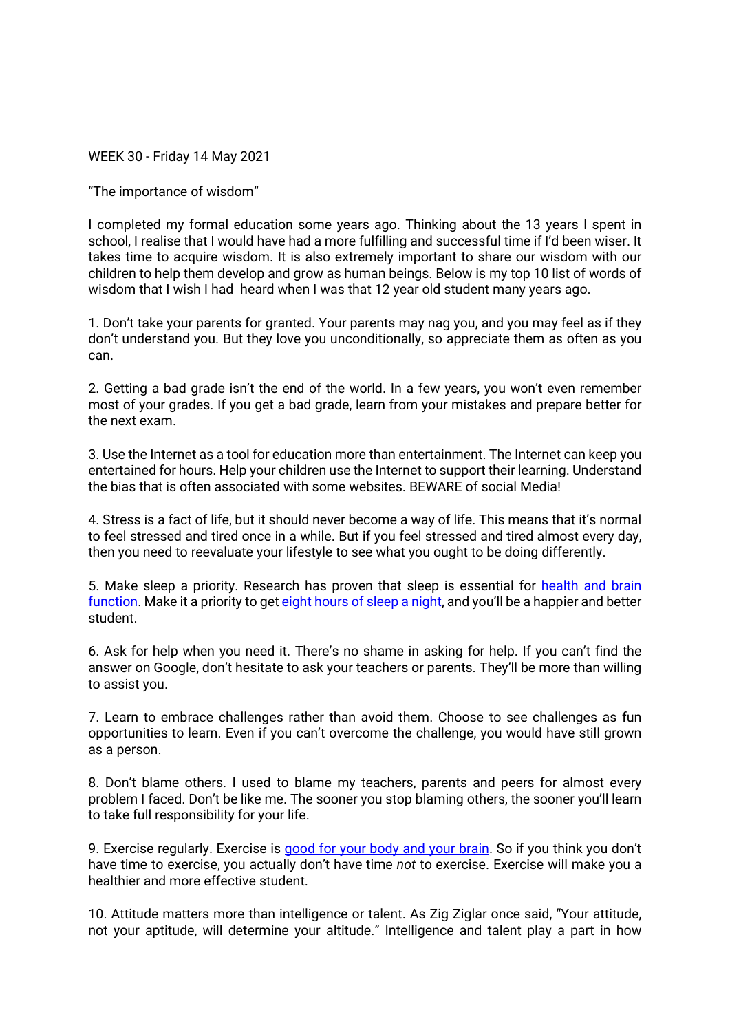WEEK 30 - Friday 14 May 2021

"The importance of wisdom"

I completed my formal education some years ago. Thinking about the 13 years I spent in school, I realise that I would have had a more fulfilling and successful time if I'd been wiser. It takes time to acquire wisdom. It is also extremely important to share our wisdom with our children to help them develop and grow as human beings. Below is my top 10 list of words of wisdom that I wish I had heard when I was that 12 year old student many years ago.

1. Don't take your parents for granted. Your parents may nag you, and you may feel as if they don't understand you. But they love you unconditionally, so appreciate them as often as you can.

2. Getting a bad grade isn't the end of the world. In a few years, you won't even remember most of your grades. If you get a bad grade, learn from your mistakes and prepare better for the next exam.

3. Use the Internet as a tool for education more than entertainment. The Internet can keep you entertained for hours. Help your children use the Internet to support their learning. Understand the bias that is often associated with some websites. BEWARE of social Media!

4. Stress is a fact of life, but it should never become a way of life. This means that it's normal to feel stressed and tired once in a while. But if you feel stressed and tired almost every day, then you need to reevaluate your lifestyle to see what you ought to be doing differently.

5. Make sleep a priority. Research has proven that sleep is essential for health and brain function. Make it a priority to get eight hours of sleep a night, and you'll be a happier and better student.

6. Ask for help when you need it. There's no shame in asking for help. If you can't find the answer on Google, don't hesitate to ask your teachers or parents. They'll be more than willing to assist you.

7. Learn to embrace challenges rather than avoid them. Choose to see challenges as fun opportunities to learn. Even if you can't overcome the challenge, you would have still grown as a person.

8. Don't blame others. I used to blame my teachers, parents and peers for almost every problem I faced. Don't be like me. The sooner you stop blaming others, the sooner you'll learn to take full responsibility for your life.

9. Exercise regularly. Exercise is good for your body and your brain. So if you think you don't have time to exercise, you actually don't have time *not* to exercise. Exercise will make you a healthier and more effective student.

10. Attitude matters more than intelligence or talent. As Zig Ziglar once said, "Your attitude, not your aptitude, will determine your altitude." Intelligence and talent play a part in how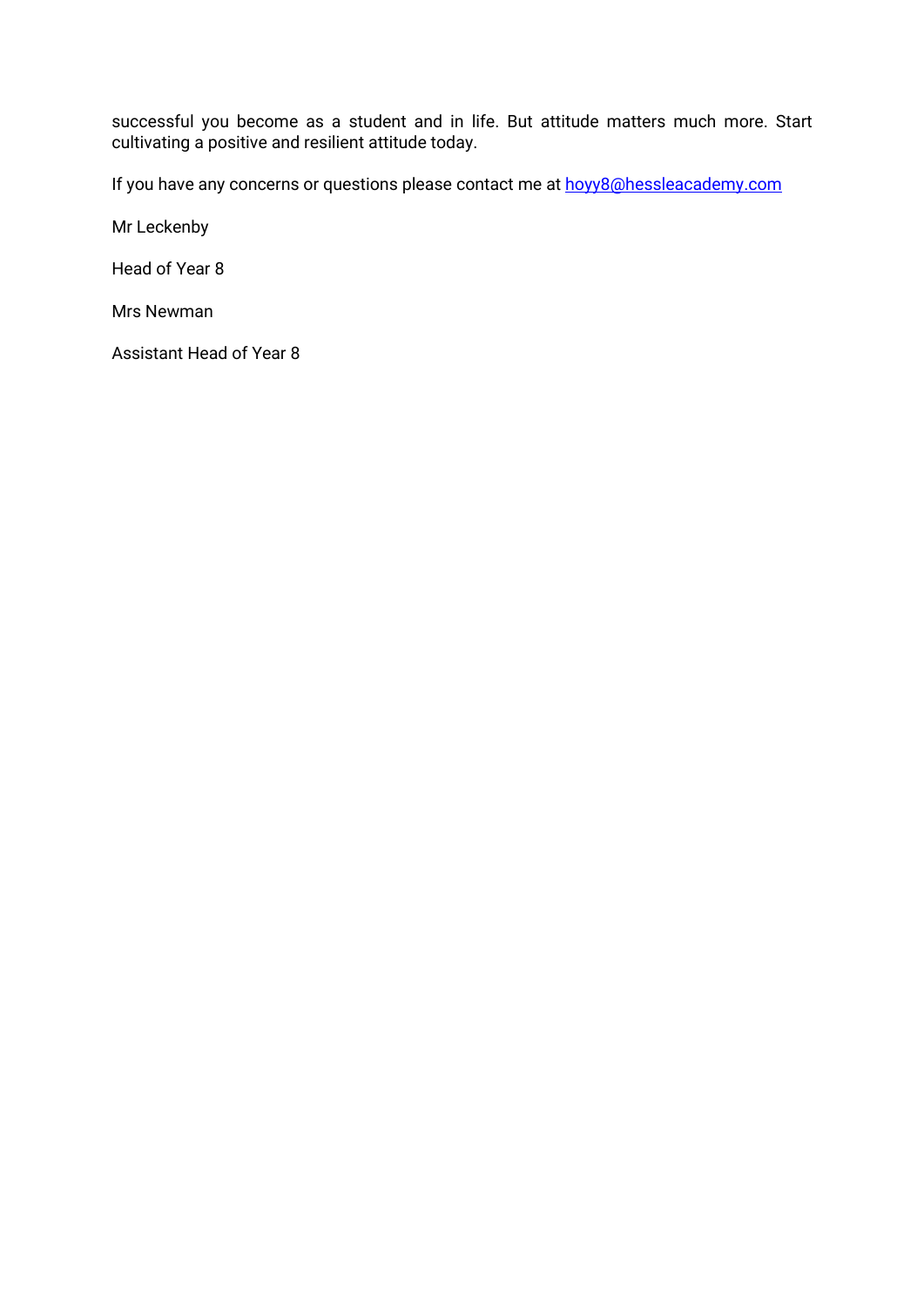successful you become as a student and in life. But attitude matters much more. Start cultivating a positive and resilient attitude today.

If you have any concerns or questions please contact me at [hoyy8@hessleacademy.com](mailto:hoyy8@hessleacademy.com)

Mr Leckenby

Head of Year 8

Mrs Newman

Assistant Head of Year 8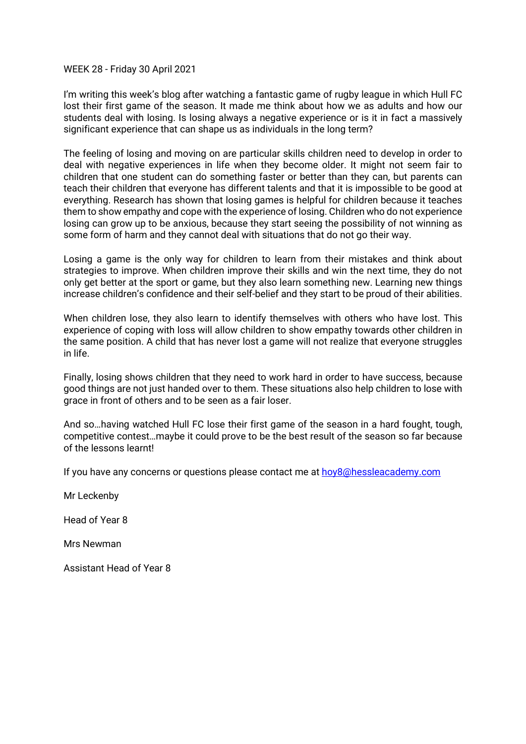WEEK 28 - Friday 30 April 2021

I'm writing this week's blog after watching a fantastic game of rugby league in which Hull FC lost their first game of the season. It made me think about how we as adults and how our students deal with losing. Is losing always a negative experience or is it in fact a massively significant experience that can shape us as individuals in the long term?

The feeling of losing and moving on are particular skills children need to develop in order to deal with negative experiences in life when they become older. It might not seem fair to children that one student can do something faster or better than they can, but parents can teach their children that everyone has different talents and that it is impossible to be good at everything. Research has shown that losing games is helpful for children because it teaches them to show empathy and cope with the experience of losing. Children who do not experience losing can grow up to be anxious, because they start seeing the possibility of not winning as some form of harm and they cannot deal with situations that do not go their way.

Losing a game is the only way for children to learn from their mistakes and think about strategies to improve. When children improve their skills and win the next time, they do not only get better at the sport or game, but they also learn something new. Learning new things increase children's confidence and their self-belief and they start to be proud of their abilities.

When children lose, they also learn to identify themselves with others who have lost. This experience of coping with loss will allow children to show empathy towards other children in the same position. A child that has never lost a game will not realize that everyone struggles in life.

Finally, losing shows children that they need to work hard in order to have success, because good things are not just handed over to them. These situations also help children to lose with grace in front of others and to be seen as a fair loser.

And so…having watched Hull FC lose their first game of the season in a hard fought, tough, competitive contest…maybe it could prove to be the best result of the season so far because of the lessons learnt!

If you have any concerns or questions please contact me at [hoy8@hessleacademy.com](mailto:hoy8@hessleacademy.com)

Mr Leckenby

Head of Year 8

Mrs Newman

Assistant Head of Year 8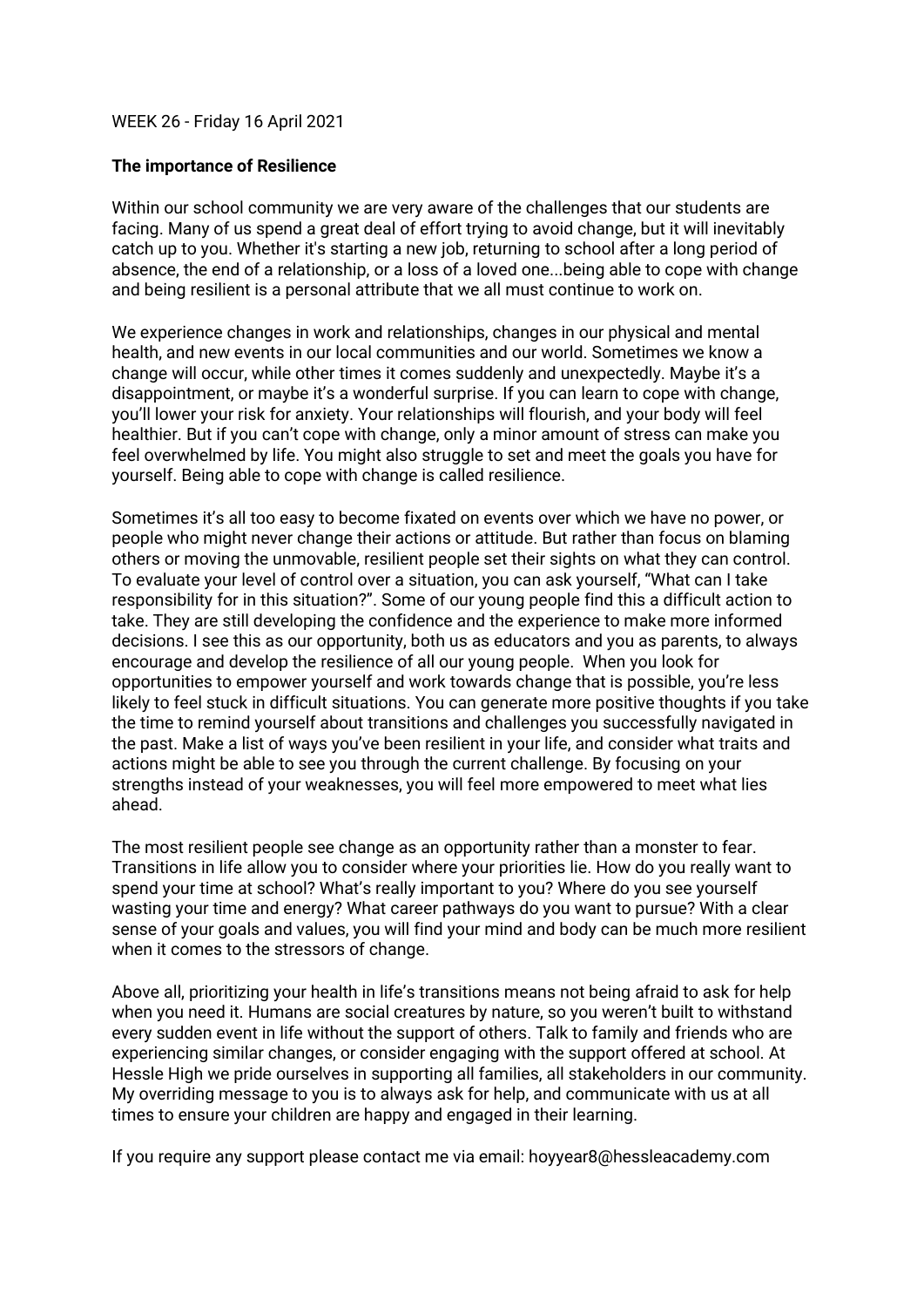WEEK 26 - Friday 16 April 2021

**The importance of Resilience**

Within our school community we are very aware of the challenges that our students are facing. Many of us spend a great deal of effort trying to avoid change, but it will inevitably catch up to you. Whether it's starting a new job, returning to school after a long period of absence, the end of a relationship, or a loss of a loved one...being able to cope with change and being resilient is a personal attribute that we all must continue to work on.

We experience changes in work and relationships, changes in our physical and mental health, and new events in our local communities and our world. Sometimes we know a change will occur, while other times it comes suddenly and unexpectedly. Maybe it's a disappointment, or maybe it's a wonderful surprise. If you can learn to cope with change, you'll lower your risk for anxiety. Your relationships will flourish, and your body will feel healthier. But if you can't cope with change, only a minor amount of stress can make you feel overwhelmed by life. You might also struggle to set and meet the goals you have for yourself. Being able to cope with change is called resilience.

Sometimes it's all too easy to become fixated on events over which we have no power, or people who might never change their actions or attitude. But rather than focus on blaming others or moving the unmovable, resilient people set their sights on what they can control. To evaluate your level of control over a situation, you can ask yourself, "What can I take responsibility for in this situation?". Some of our young people find this a difficult action to take. They are still developing the confidence and the experience to make more informed decisions. I see this as our opportunity, both us as educators and you as parents, to always encourage and develop the resilience of all our young people. When you look for opportunities to empower yourself and work towards change that is possible, you're less likely to feel stuck in difficult situations. You can generate more positive thoughts if you take the time to remind yourself about transitions and challenges you successfully navigated in the past. Make a list of ways you've been resilient in your life, and consider what traits and actions might be able to see you through the current challenge. By focusing on your strengths instead of your weaknesses, you will feel more empowered to meet what lies ahead.

The most resilient people see change as an opportunity rather than a monster to fear. Transitions in life allow you to consider where your priorities lie. How do you really want to spend your time at school? What's really important to you? Where do you see yourself wasting your time and energy? What career pathways do you want to pursue? With a clear sense of your goals and values, you will find your mind and body can be much more resilient when it comes to the stressors of change.

Above all, prioritizing your health in life's transitions means not being afraid to ask for help when you need it. Humans are social creatures by nature, so you weren't built to withstand every sudden event in life without the support of others. Talk to family and friends who are experiencing similar changes, or consider engaging with the support offered at school. At Hessle High we pride ourselves in supporting all families, all stakeholders in our community. My overriding message to you is to always ask for help, and communicate with us at all times to ensure your children are happy and engaged in their learning.

If you require any support please contact me via email: hoyyear8@hessleacademy.com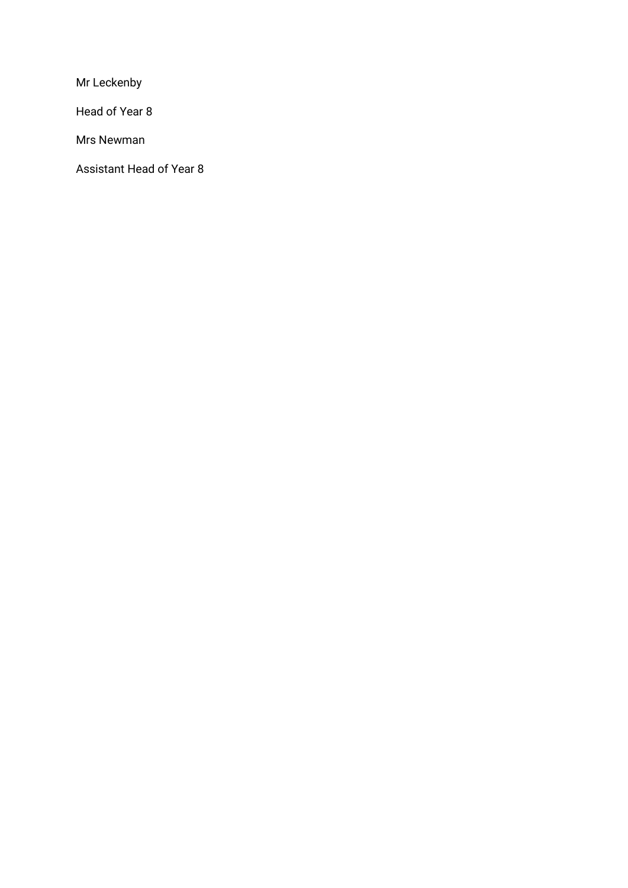Mr Leckenby

Head of Year 8

Mrs Newman

Assistant Head of Year 8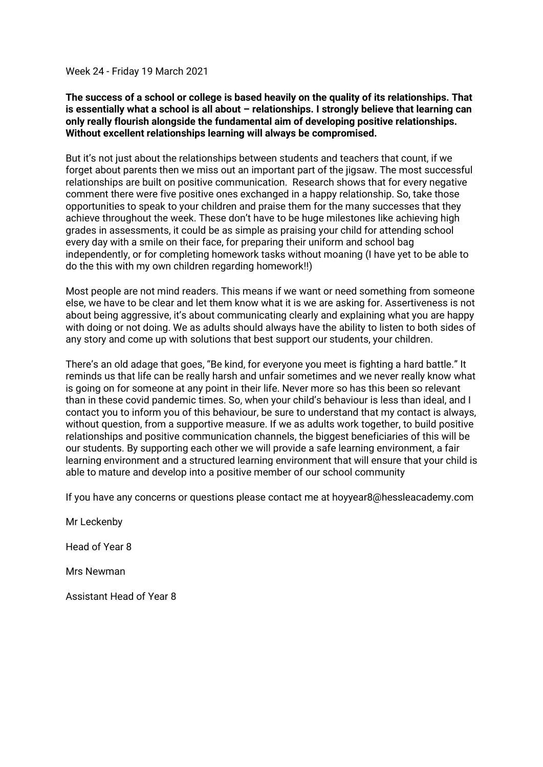Week 24 - Friday 19 March 2021

**The success of a school or college is based heavily on the quality of its relationships. That is essentially what a school is all about – relationships. I strongly believe that learning can only really flourish alongside the fundamental aim of developing positive relationships. Without excellent relationships learning will always be compromised.**

But it's not just about the relationships between students and teachers that count, if we forget about parents then we miss out an important part of the jigsaw. The most successful relationships are built on positive communication. Research shows that for every negative comment there were five positive ones exchanged in a happy relationship. So, take those opportunities to speak to your children and praise them for the many successes that they achieve throughout the week. These don't have to be huge milestones like achieving high grades in assessments, it could be as simple as praising your child for attending school every day with a smile on their face, for preparing their uniform and school bag independently, or for completing homework tasks without moaning (I have yet to be able to do the this with my own children regarding homework!!)

Most people are not mind readers. This means if we want or need something from someone else, we have to be clear and let them know what it is we are asking for. Assertiveness is not about being aggressive, it's about communicating clearly and explaining what you are happy with doing or not doing. We as adults should always have the ability to listen to both sides of any story and come up with solutions that best support our students, your children.

There's an old adage that goes, "Be kind, for everyone you meet is fighting a hard battle." It reminds us that life can be really harsh and unfair sometimes and we never really know what is going on for someone at any point in their life. Never more so has this been so relevant than in these covid pandemic times. So, when your child's behaviour is less than ideal, and I contact you to inform you of this behaviour, be sure to understand that my contact is always, without question, from a supportive measure. If we as adults work together, to build positive relationships and positive communication channels, the biggest beneficiaries of this will be our students. By supporting each other we will provide a safe learning environment, a fair learning environment and a structured learning environment that will ensure that your child is able to mature and develop into a positive member of our school community

If you have any concerns or questions please contact me at hoyyear8@hessleacademy.com

Mr Leckenby

Head of Year 8

Mrs Newman

Assistant Head of Year 8